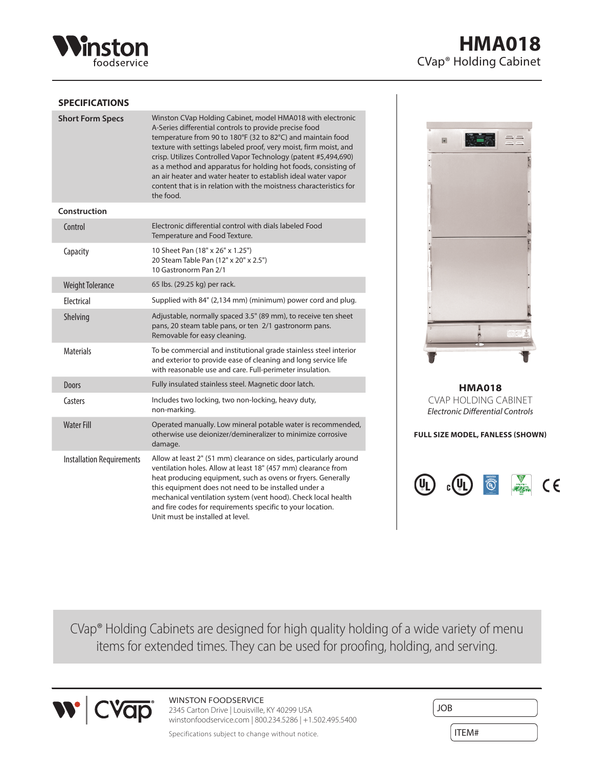# HMA018

CVap® Holding Cabinet

## SPECIFICATIONS

| | |
|---|---|
| **Short Form Specs** | Winston CVap Holding Cabinet, model HMA018 with electronic A-Series differential controls to provide precise food temperature from 90 to 180°F (32 to 82°C) and maintain food texture with settings labeled proof, very moist, firm moist, and crisp. Utilizes Controlled Vapor Technology (patent #5,494,690) as a method and apparatus for holding hot foods, consisting of an air heater and water heater to establish ideal water vapor content that is in relation with the moistness characteristics for the food. |
| **Construction** | |
| Control | Electronic differential control with dials labeled Food Temperature and Food Texture. |
| Capacity | 10 Sheet Pan (18" x 26" x 1.25")<br>20 Steam Table Pan (12" x 20" x 2.5")<br>10 Gastronorm Pan 2/1 |
| Weight Tolerance | 65 lbs. (29.25 kg) per rack. |
| Electrical | Supplied with 84" (2,134 mm) (minimum) power cord and plug. |
| Shelving | Adjustable, normally spaced 3.5" (89 mm), to receive ten sheet pans, 20 steam table pans, or ten 2/1 gastronorm pans. Removable for easy cleaning. |
| Materials | To be commercial and institutional grade stainless steel interior and exterior to provide ease of cleaning and long service life with reasonable use and care. Full-perimeter insulation. |
| Doors | Fully insulated stainless steel. Magnetic door latch. |
| Casters | Includes two locking, two non-locking, heavy duty, non-marking. |
| Water Fill | Operated manually. Low mineral potable water is recommended, otherwise use deionizer/demineralizer to minimize corrosive damage. |
| Installation Requirements | Allow at least 2" (51 mm) clearance on sides, particularly around ventilation holes. Allow at least 18" (457 mm) clearance from heat producing equipment, such as ovens or fryers. Generally this equipment does not need to be installed under a mechanical ventilation system (vent hood). Check local health and fire codes for requirements specific to your location. Unit must be installed at level. |

**HMA018**

CVAP HOLDING CABINET

*Electronic Differential Controls*

**FULL SIZE MODEL, FANLESS (SHOWN)**

CVap® Holding Cabinets are designed for high quality holding of a wide variety of menu items for extended times. They can be used for proofing, holding, and serving.

WINSTON FOODSERVICE
2345 Carton Drive | Louisville, KY 40299 USA
winstonfoodservice.com | 800.234.5286 | +1.502.495.5400

Specifications subject to change without notice.

JOB

ITEM#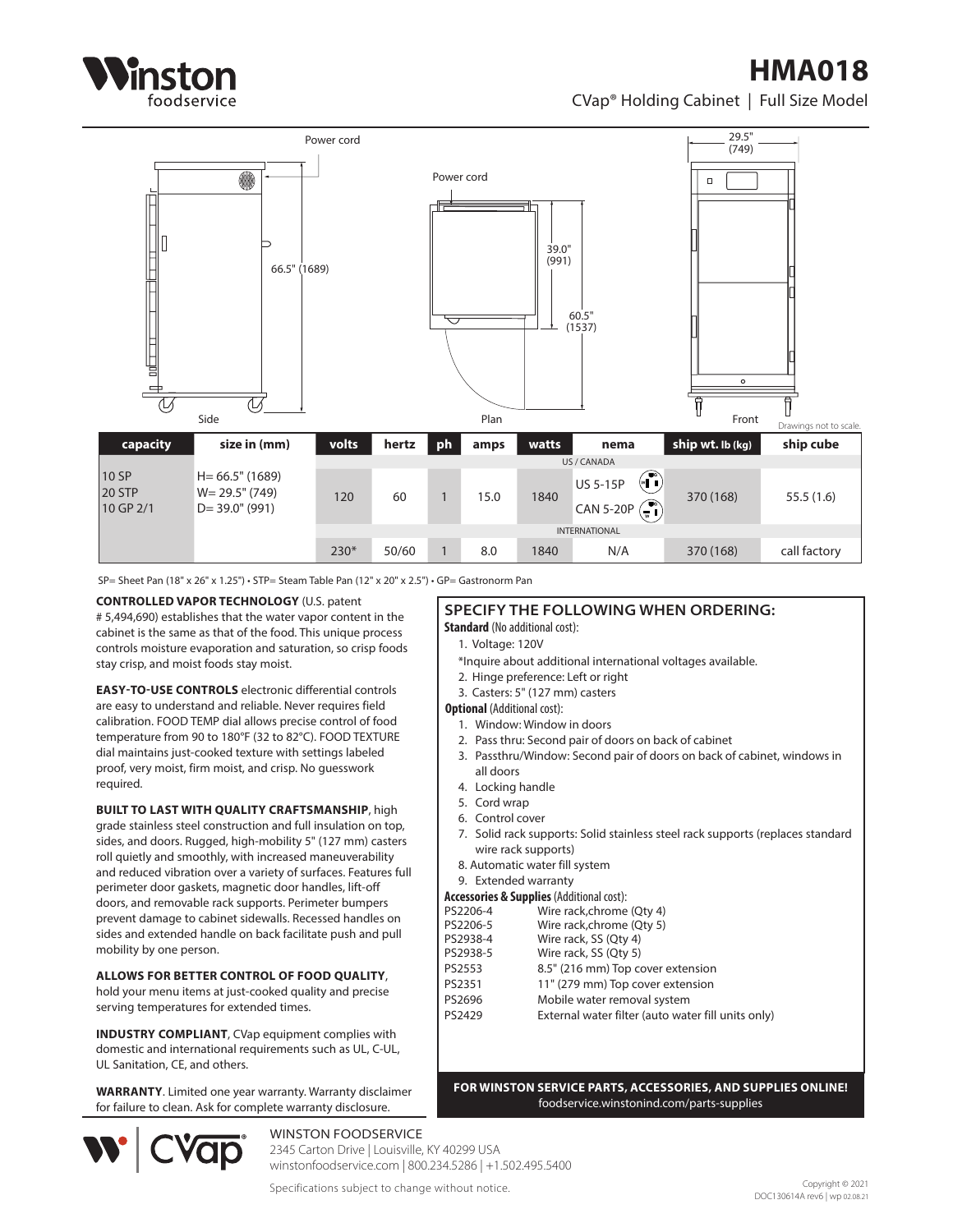# HMA018

CVap® Holding Cabinet | Full Size Model

Power cord

66.5" (1689)

Side

Power cord

39.0" (991)

60.5" (1537)

Plan

29.5" (749)

Front

Drawings not to scale.

| capacity | size in (mm) | volts | hertz | ph | amps | watts | nema | ship wt. lb (kg) | ship cube |
|---|---|---|---|---|---|---|---|---|---|
| | | US / CANADA | | | | | | | |
| 10 SP<br>20 STP<br>10 GP 2/1 | H= 66.5" (1689)<br>W= 29.5" (749)<br>D= 39.0" (991) | 120 | 60 | 1 | 15.0 | 1840 | US 5-15P<br>CAN 5-20P | 370 (168) | 55.5 (1.6) |
| | | INTERNATIONAL | | | | | | | |
| | | 230* | 50/60 | 1 | 8.0 | 1840 | N/A | 370 (168) | call factory |

SP= Sheet Pan (18" x 26" x 1.25") • STP= Steam Table Pan (12" x 20" x 2.5") • GP= Gastronorm Pan

**CONTROLLED VAPOR TECHNOLOGY** (U.S. patent # 5,494,690) establishes that the water vapor content in the cabinet is the same as that of the food. This unique process controls moisture evaporation and saturation, so crisp foods stay crisp, and moist foods stay moist.

**EASY-TO-USE CONTROLS** electronic differential controls are easy to understand and reliable. Never requires field calibration. FOOD TEMP dial allows precise control of food temperature from 90 to 180°F (32 to 82°C). FOOD TEXTURE dial maintains just-cooked texture with settings labeled proof, very moist, firm moist, and crisp. No guesswork required.

**BUILT TO LAST WITH QUALITY CRAFTSMANSHIP**, high grade stainless steel construction and full insulation on top, sides, and doors. Rugged, high-mobility 5" (127 mm) casters roll quietly and smoothly, with increased maneuverability and reduced vibration over a variety of surfaces. Features full perimeter door gaskets, magnetic door handles, lift-off doors, and removable rack supports. Perimeter bumpers prevent damage to cabinet sidewalls. Recessed handles on sides and extended handle on back facilitate push and pull mobility by one person.

**ALLOWS FOR BETTER CONTROL OF FOOD QUALITY**, hold your menu items at just-cooked quality and precise serving temperatures for extended times.

**INDUSTRY COMPLIANT**, CVap equipment complies with domestic and international requirements such as UL, C-UL, UL Sanitation, CE, and others.

**WARRANTY**. Limited one year warranty. Warranty disclaimer for failure to clean. Ask for complete warranty disclosure.

## SPECIFY THE FOLLOWING WHEN ORDERING:

**Standard** (No additional cost):

1. Voltage: 120V

   *Inquire about additional international voltages available.
2. Hinge preference: Left or right
3. Casters: 5" (127 mm) casters

**Optional** (Additional cost):

1. Window: Window in doors
2. Pass thru: Second pair of doors on back of cabinet
3. Passthru/Window: Second pair of doors on back of cabinet, windows in all doors
4. Locking handle
5. Cord wrap
6. Control cover
7. Solid rack supports: Solid stainless steel rack supports (replaces standard wire rack supports)
8. Automatic water fill system
9. Extended warranty

**Accessories & Supplies** (Additional cost):

| | |
|---|---|
| PS2206-4 | Wire rack,chrome (Qty 4) |
| PS2206-5 | Wire rack,chrome (Qty 5) |
| PS2938-4 | Wire rack, SS (Qty 4) |
| PS2938-5 | Wire rack, SS (Qty 5) |
| PS2553 | 8.5" (216 mm) Top cover extension |
| PS2351 | 11" (279 mm) Top cover extension |
| PS2696 | Mobile water removal system |
| PS2429 | External water filter (auto water fill units only) |

**FOR WINSTON SERVICE PARTS, ACCESSORIES, AND SUPPLIES ONLINE!**
foodservice.winstonind.com/parts-supplies

WINSTON FOODSERVICE
2345 Carton Drive | Louisville, KY 40299 USA
winstonfoodservice.com | 800.234.5286 | +1.502.495.5400

Specifications subject to change without notice.

Copyright © 2021
DOC130614A rev6 | wp 02.08.21